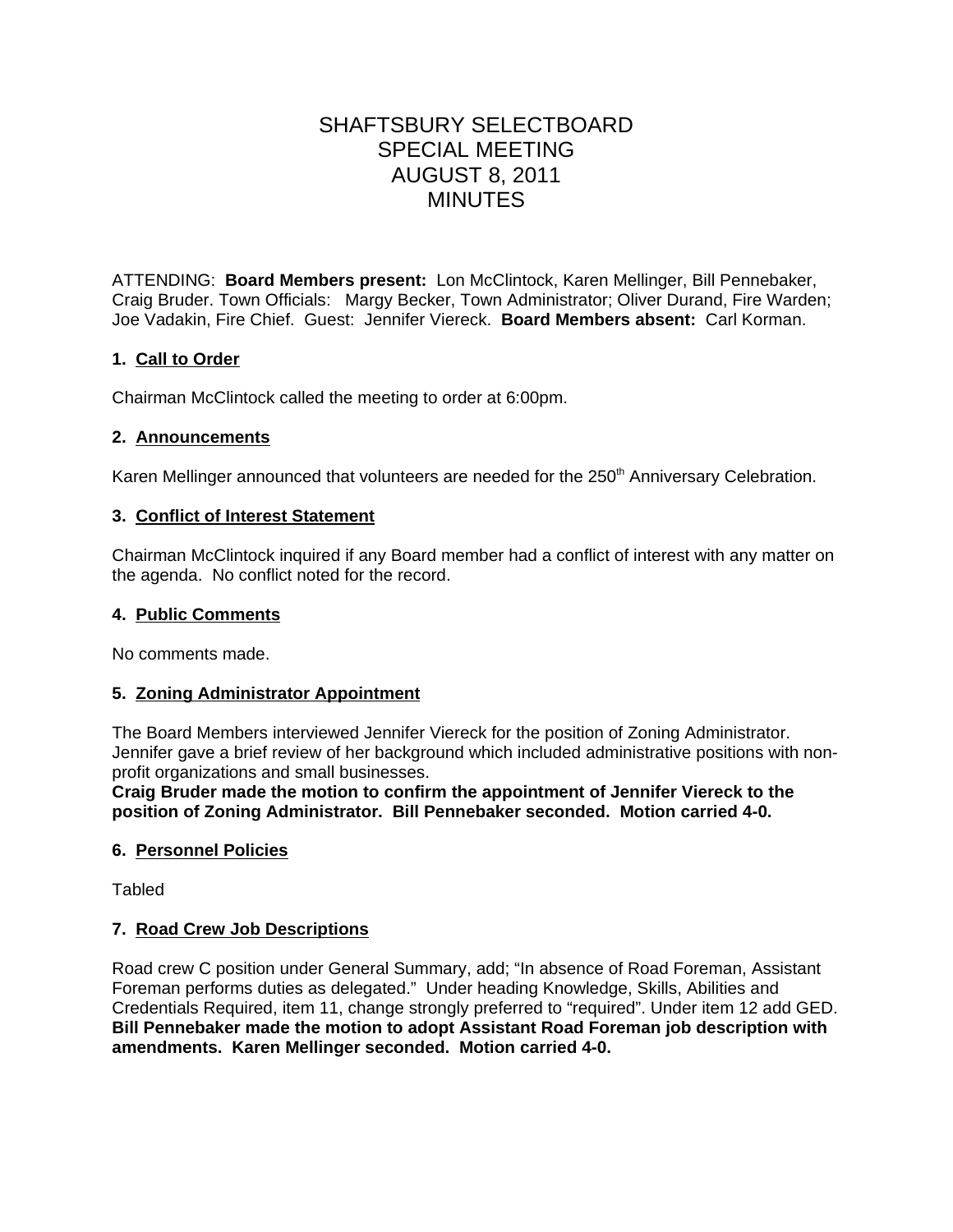# SHAFTSBURY SELECTBOARD
# SPECIAL MEETING
# AUGUST 8, 2011
# MINUTES

ATTENDING: **Board Members present:** Lon McClintock, Karen Mellinger, Bill Pennebaker, Craig Bruder. Town Officials: Margy Becker, Town Administrator; Oliver Durand, Fire Warden; Joe Vadakin, Fire Chief. Guest: Jennifer Viereck. **Board Members absent:** Carl Korman.

**1. Call to Order**

Chairman McClintock called the meeting to order at 6:00pm.

**2. Announcements**

Karen Mellinger announced that volunteers are needed for the 250th Anniversary Celebration.

**3. Conflict of Interest Statement**

Chairman McClintock inquired if any Board member had a conflict of interest with any matter on the agenda. No conflict noted for the record.

**4. Public Comments**

No comments made.

**5. Zoning Administrator Appointment**

The Board Members interviewed Jennifer Viereck for the position of Zoning Administrator. Jennifer gave a brief review of her background which included administrative positions with non-profit organizations and small businesses.
**Craig Bruder made the motion to confirm the appointment of Jennifer Viereck to the position of Zoning Administrator. Bill Pennebaker seconded. Motion carried 4-0.**

**6. Personnel Policies**

Tabled

**7. Road Crew Job Descriptions**

Road crew C position under General Summary, add; "In absence of Road Foreman, Assistant Foreman performs duties as delegated." Under heading Knowledge, Skills, Abilities and Credentials Required, item 11, change strongly preferred to "required". Under item 12 add GED.
**Bill Pennebaker made the motion to adopt Assistant Road Foreman job description with amendments. Karen Mellinger seconded. Motion carried 4-0.**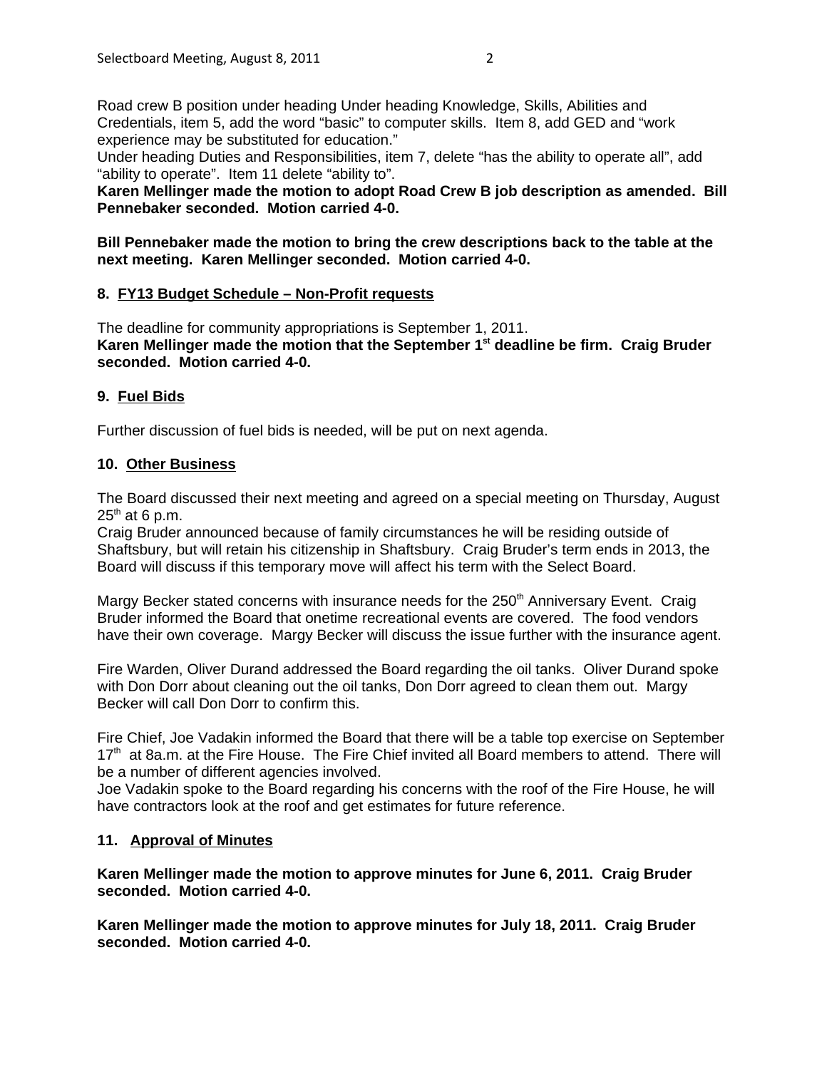Road crew B position under heading Under heading Knowledge, Skills, Abilities and Credentials, item 5, add the word "basic" to computer skills. Item 8, add GED and "work experience may be substituted for education."
Under heading Duties and Responsibilities, item 7, delete "has the ability to operate all", add "ability to operate". Item 11 delete "ability to".
**Karen Mellinger made the motion to adopt Road Crew B job description as amended. Bill Pennebaker seconded. Motion carried 4-0.**

**Bill Pennebaker made the motion to bring the crew descriptions back to the table at the next meeting. Karen Mellinger seconded. Motion carried 4-0.**

**8. <u>FY13 Budget Schedule – Non-Profit requests</u>**

The deadline for community appropriations is September 1, 2011.
**Karen Mellinger made the motion that the September 1st deadline be firm. Craig Bruder seconded. Motion carried 4-0.**

**9. <u>Fuel Bids</u>**

Further discussion of fuel bids is needed, will be put on next agenda.

**10. <u>Other Business</u>**

The Board discussed their next meeting and agreed on a special meeting on Thursday, August 25th at 6 p.m.
Craig Bruder announced because of family circumstances he will be residing outside of Shaftsbury, but will retain his citizenship in Shaftsbury. Craig Bruder's term ends in 2013, the Board will discuss if this temporary move will affect his term with the Select Board.

Margy Becker stated concerns with insurance needs for the 250th Anniversary Event. Craig Bruder informed the Board that onetime recreational events are covered. The food vendors have their own coverage. Margy Becker will discuss the issue further with the insurance agent.

Fire Warden, Oliver Durand addressed the Board regarding the oil tanks. Oliver Durand spoke with Don Dorr about cleaning out the oil tanks, Don Dorr agreed to clean them out. Margy Becker will call Don Dorr to confirm this.

Fire Chief, Joe Vadakin informed the Board that there will be a table top exercise on September 17th at 8a.m. at the Fire House. The Fire Chief invited all Board members to attend. There will be a number of different agencies involved.
Joe Vadakin spoke to the Board regarding his concerns with the roof of the Fire House, he will have contractors look at the roof and get estimates for future reference.

**11. <u>Approval of Minutes</u>**

**Karen Mellinger made the motion to approve minutes for June 6, 2011. Craig Bruder seconded. Motion carried 4-0.**

**Karen Mellinger made the motion to approve minutes for July 18, 2011. Craig Bruder seconded. Motion carried 4-0.**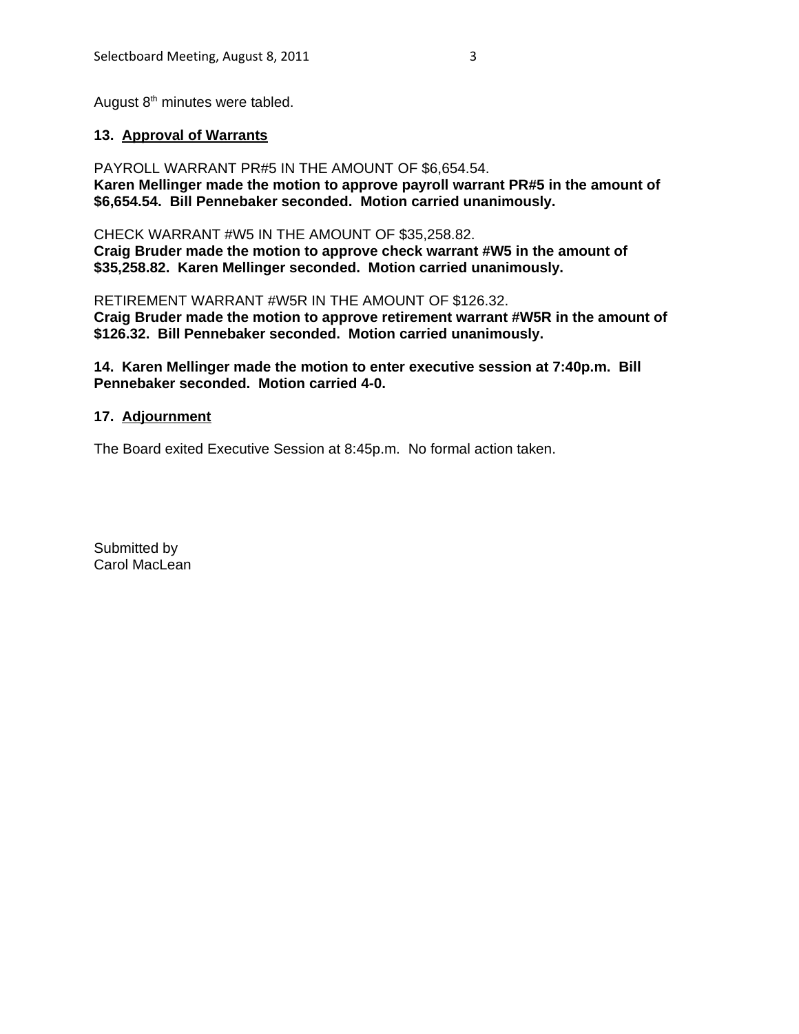August 8th minutes were tabled.

**13. Approval of Warrants**

PAYROLL WARRANT PR#5 IN THE AMOUNT OF $6,654.54.
**Karen Mellinger made the motion to approve payroll warrant PR#5 in the amount of $6,654.54. Bill Pennebaker seconded. Motion carried unanimously.**

CHECK WARRANT #W5 IN THE AMOUNT OF $35,258.82.
**Craig Bruder made the motion to approve check warrant #W5 in the amount of $35,258.82. Karen Mellinger seconded. Motion carried unanimously.**

RETIREMENT WARRANT #W5R IN THE AMOUNT OF $126.32.
**Craig Bruder made the motion to approve retirement warrant #W5R in the amount of $126.32. Bill Pennebaker seconded. Motion carried unanimously.**

**14. Karen Mellinger made the motion to enter executive session at 7:40p.m. Bill Pennebaker seconded. Motion carried 4-0.**

**17. Adjournment**

The Board exited Executive Session at 8:45p.m. No formal action taken.

Submitted by
Carol MacLean